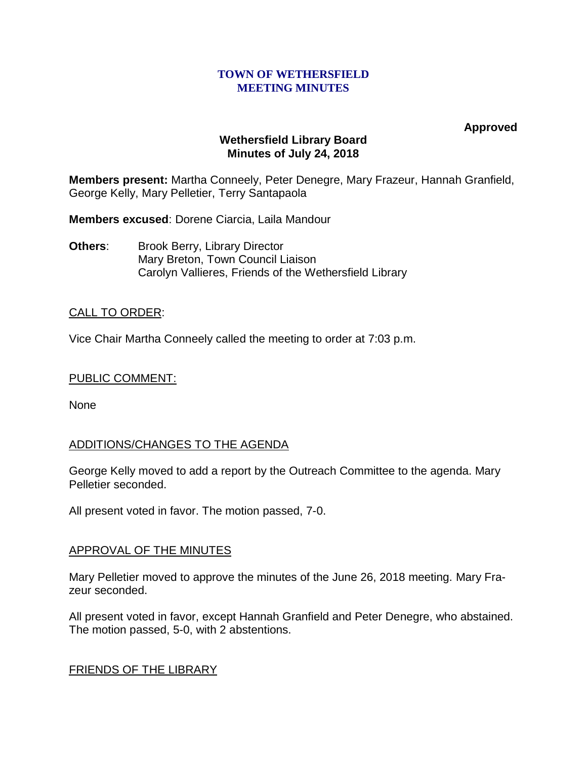**TOWN OF WETHERSFIELD**
**MEETING MINUTES**

**Approved**

**Wethersfield Library Board**
**Minutes of July 24, 2018**

**Members present:** Martha Conneely, Peter Denegre, Mary Frazeur, Hannah Granfield, George Kelly, Mary Pelletier, Terry Santapaola

**Members excused**: Dorene Ciarcia, Laila Mandour

**Others**: Brook Berry, Library Director
Mary Breton, Town Council Liaison
Carolyn Vallieres, Friends of the Wethersfield Library

CALL TO ORDER:

Vice Chair Martha Conneely called the meeting to order at 7:03 p.m.

PUBLIC COMMENT:

None

ADDITIONS/CHANGES TO THE AGENDA

George Kelly moved to add a report by the Outreach Committee to the agenda. Mary Pelletier seconded.

All present voted in favor. The motion passed, 7-0.

APPROVAL OF THE MINUTES

Mary Pelletier moved to approve the minutes of the June 26, 2018 meeting. Mary Frazeur seconded.

All present voted in favor, except Hannah Granfield and Peter Denegre, who abstained. The motion passed, 5-0, with 2 abstentions.

FRIENDS OF THE LIBRARY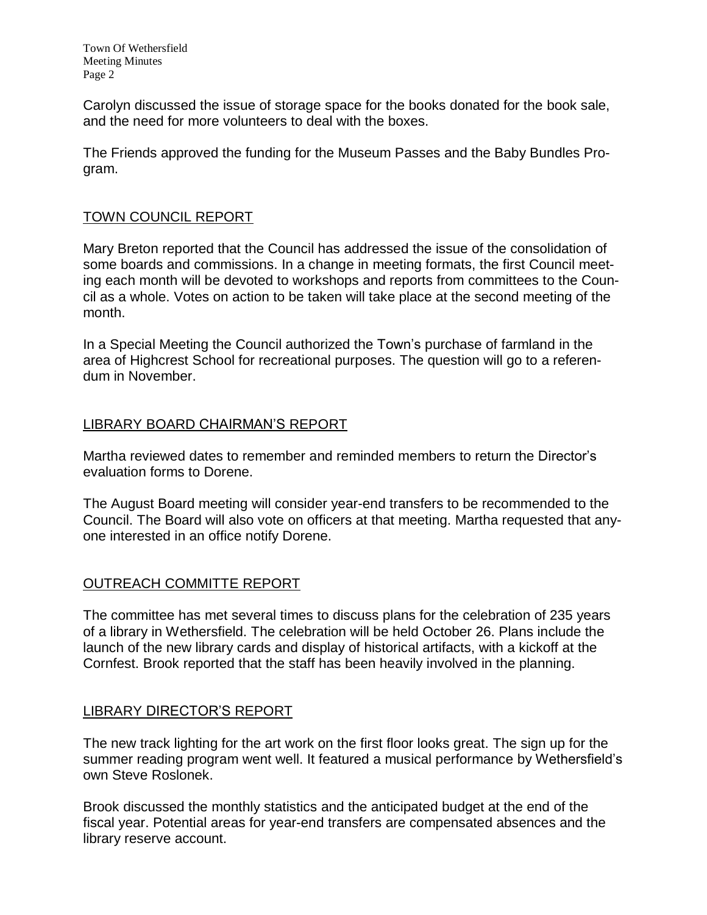Carolyn discussed the issue of storage space for the books donated for the book sale, and the need for more volunteers to deal with the boxes.

The Friends approved the funding for the Museum Passes and the Baby Bundles Program.

## TOWN COUNCIL REPORT

Mary Breton reported that the Council has addressed the issue of the consolidation of some boards and commissions. In a change in meeting formats, the first Council meeting each month will be devoted to workshops and reports from committees to the Council as a whole. Votes on action to be taken will take place at the second meeting of the month.

In a Special Meeting the Council authorized the Town's purchase of farmland in the area of Highcrest School for recreational purposes. The question will go to a referendum in November.

## LIBRARY BOARD CHAIRMAN'S REPORT

Martha reviewed dates to remember and reminded members to return the Director's evaluation forms to Dorene.

The August Board meeting will consider year-end transfers to be recommended to the Council. The Board will also vote on officers at that meeting. Martha requested that anyone interested in an office notify Dorene.

## OUTREACH COMMITTE REPORT

The committee has met several times to discuss plans for the celebration of 235 years of a library in Wethersfield. The celebration will be held October 26. Plans include the launch of the new library cards and display of historical artifacts, with a kickoff at the Cornfest. Brook reported that the staff has been heavily involved in the planning.

## LIBRARY DIRECTOR'S REPORT

The new track lighting for the art work on the first floor looks great. The sign up for the summer reading program went well. It featured a musical performance by Wethersfield's own Steve Roslonek.

Brook discussed the monthly statistics and the anticipated budget at the end of the fiscal year. Potential areas for year-end transfers are compensated absences and the library reserve account.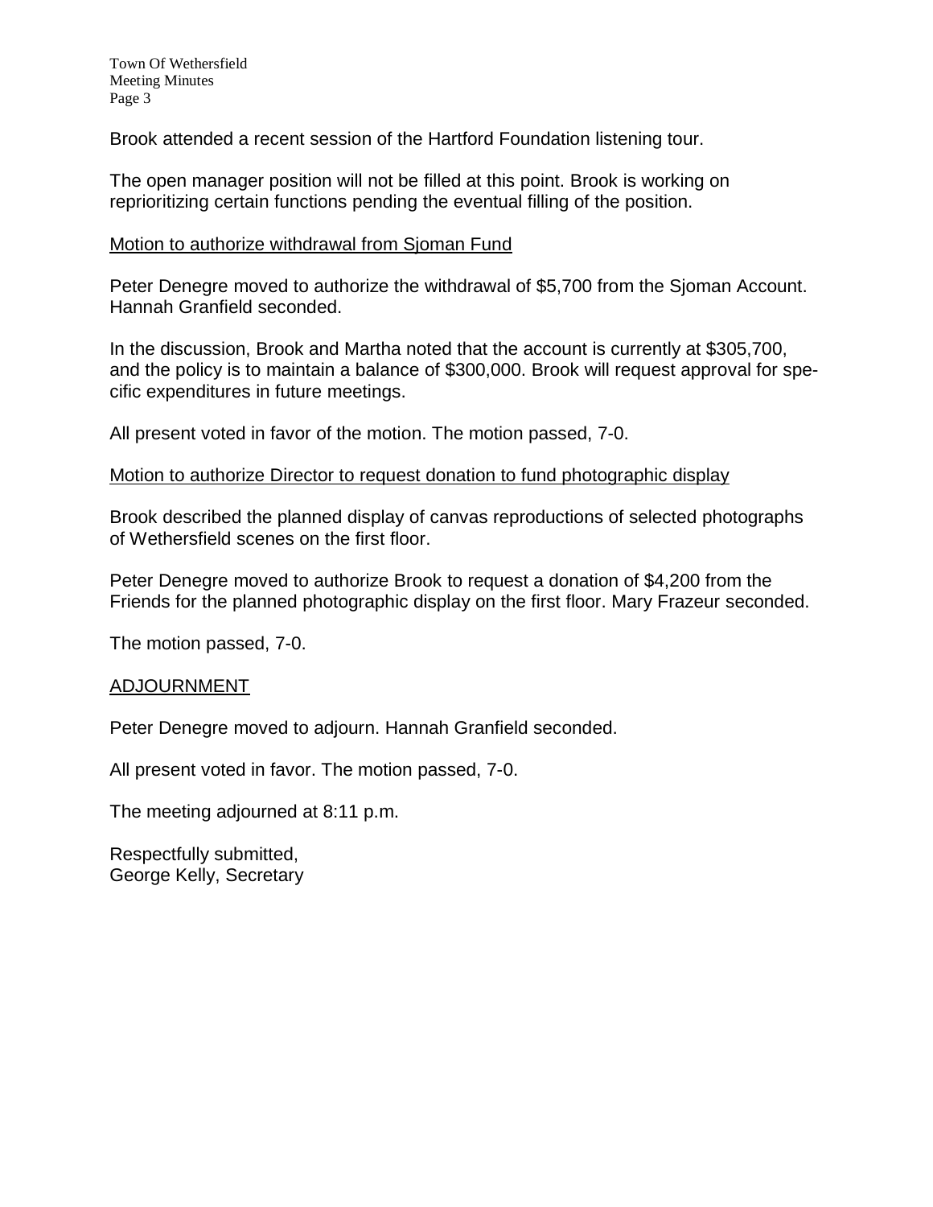Brook attended a recent session of the Hartford Foundation listening tour.

The open manager position will not be filled at this point. Brook is working on reprioritizing certain functions pending the eventual filling of the position.

Motion to authorize withdrawal from Sjoman Fund

Peter Denegre moved to authorize the withdrawal of $5,700 from the Sjoman Account. Hannah Granfield seconded.

In the discussion, Brook and Martha noted that the account is currently at $305,700, and the policy is to maintain a balance of $300,000. Brook will request approval for specific expenditures in future meetings.

All present voted in favor of the motion. The motion passed, 7-0.

Motion to authorize Director to request donation to fund photographic display

Brook described the planned display of canvas reproductions of selected photographs of Wethersfield scenes on the first floor.

Peter Denegre moved to authorize Brook to request a donation of $4,200 from the Friends for the planned photographic display on the first floor. Mary Frazeur seconded.

The motion passed, 7-0.

ADJOURNMENT

Peter Denegre moved to adjourn. Hannah Granfield seconded.

All present voted in favor. The motion passed, 7-0.

The meeting adjourned at 8:11 p.m.

Respectfully submitted,
George Kelly, Secretary